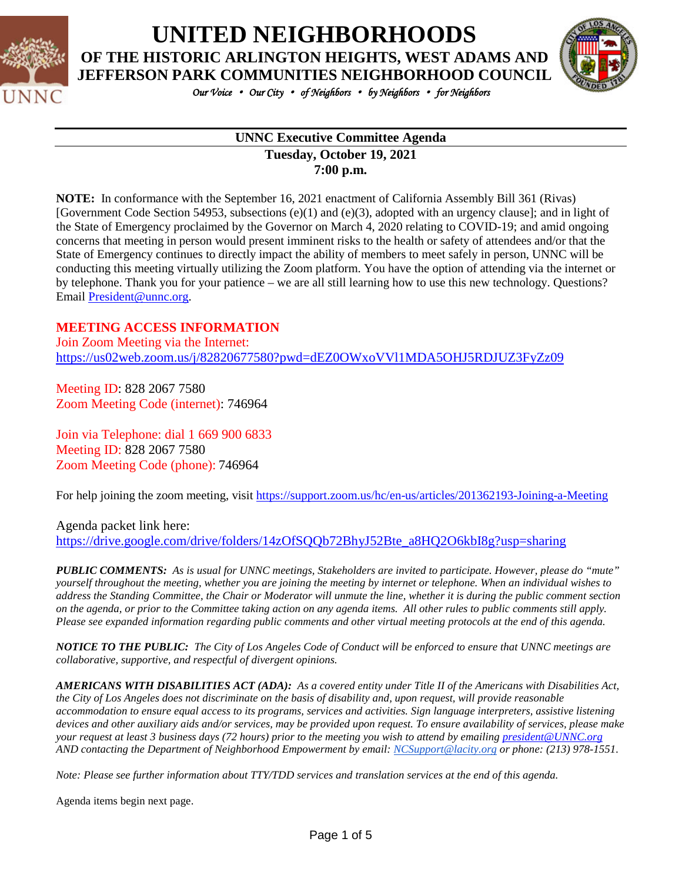# UNITED NEIGHBORHOODS

## OF THE HISTORIC ARLINGTON HEIGHTS, WEST ADAMS AND JEFFERSON PARK COMMUNITIES NEIGHBORHOOD COUNCIL

*Our Voice • Our City • of Neighbors • by Neighbors • for Neighbors*

**UNNC Executive Committee Agenda**
**Tuesday, October 19, 2021**
**7:00 p.m.**

**NOTE:** In conformance with the September 16, 2021 enactment of California Assembly Bill 361 (Rivas) [Government Code Section 54953, subsections (e)(1) and (e)(3), adopted with an urgency clause]; and in light of the State of Emergency proclaimed by the Governor on March 4, 2020 relating to COVID-19; and amid ongoing concerns that meeting in person would present imminent risks to the health or safety of attendees and/or that the State of Emergency continues to directly impact the ability of members to meet safely in person, UNNC will be conducting this meeting virtually utilizing the Zoom platform. You have the option of attending via the internet or by telephone. Thank you for your patience – we are all still learning how to use this new technology. Questions? Email President@unnc.org.

**MEETING ACCESS INFORMATION**

Join Zoom Meeting via the Internet:
https://us02web.zoom.us/j/82820677580?pwd=dEZ0OWxoVVl1MDA5OHJ5RDJUZ3FyZz09

Meeting ID: 828 2067 7580
Zoom Meeting Code (internet): 746964

Join via Telephone: dial 1 669 900 6833
Meeting ID: 828 2067 7580
Zoom Meeting Code (phone): 746964

For help joining the zoom meeting, visit https://support.zoom.us/hc/en-us/articles/201362193-Joining-a-Meeting

Agenda packet link here:
https://drive.google.com/drive/folders/14zOfSQQb72BhyJ52Bte_a8HQ2O6kbI8g?usp=sharing

***PUBLIC COMMENTS:*** *As is usual for UNNC meetings, Stakeholders are invited to participate. However, please do "mute" yourself throughout the meeting, whether you are joining the meeting by internet or telephone. When an individual wishes to address the Standing Committee, the Chair or Moderator will unmute the line, whether it is during the public comment section on the agenda, or prior to the Committee taking action on any agenda items. All other rules to public comments still apply. Please see expanded information regarding public comments and other virtual meeting protocols at the end of this agenda.*

***NOTICE TO THE PUBLIC:*** *The City of Los Angeles Code of Conduct will be enforced to ensure that UNNC meetings are collaborative, supportive, and respectful of divergent opinions.*

***AMERICANS WITH DISABILITIES ACT (ADA):*** *As a covered entity under Title II of the Americans with Disabilities Act, the City of Los Angeles does not discriminate on the basis of disability and, upon request, will provide reasonable accommodation to ensure equal access to its programs, services and activities. Sign language interpreters, assistive listening devices and other auxiliary aids and/or services, may be provided upon request. To ensure availability of services, please make your request at least 3 business days (72 hours) prior to the meeting you wish to attend by emailing president@UNNC.org AND contacting the Department of Neighborhood Empowerment by email: NCSupport@lacity.org or phone: (213) 978-1551.*

*Note: Please see further information about TTY/TDD services and translation services at the end of this agenda.*

Agenda items begin next page.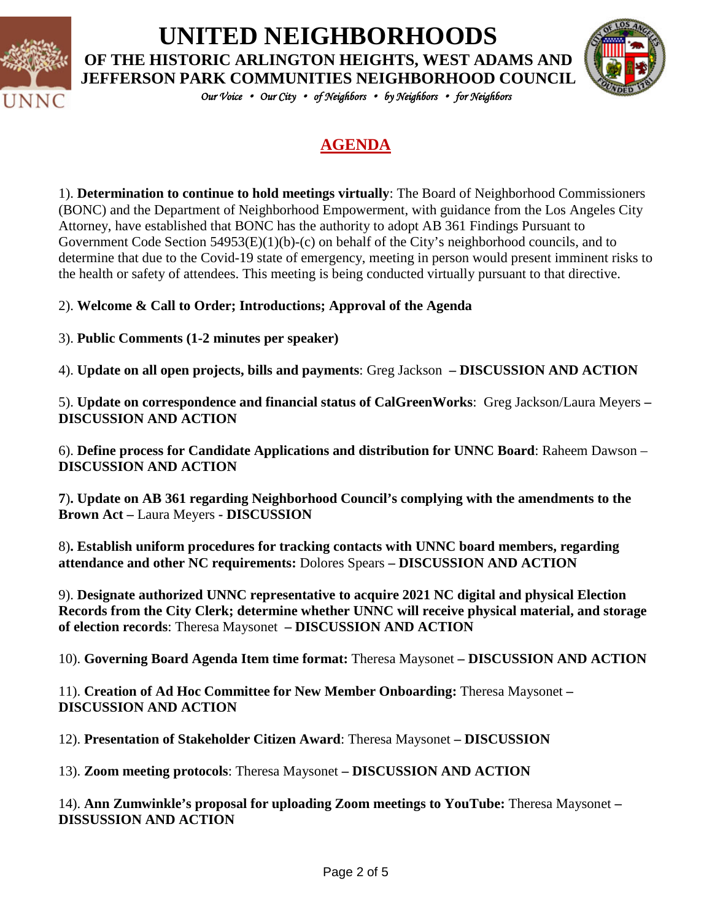# UNITED NEIGHBORHOODS

## OF THE HISTORIC ARLINGTON HEIGHTS, WEST ADAMS AND JEFFERSON PARK COMMUNITIES NEIGHBORHOOD COUNCIL

*Our Voice • Our City • of Neighbors • by Neighbors • for Neighbors*

## AGENDA

1). **Determination to continue to hold meetings virtually**: The Board of Neighborhood Commissioners (BONC) and the Department of Neighborhood Empowerment, with guidance from the Los Angeles City Attorney, have established that BONC has the authority to adopt AB 361 Findings Pursuant to Government Code Section 54953(E)(1)(b)-(c) on behalf of the City's neighborhood councils, and to determine that due to the Covid-19 state of emergency, meeting in person would present imminent risks to the health or safety of attendees. This meeting is being conducted virtually pursuant to that directive.

2). **Welcome & Call to Order; Introductions; Approval of the Agenda**

3). **Public Comments (1-2 minutes per speaker)**

4). **Update on all open projects, bills and payments**: Greg Jackson **– DISCUSSION AND ACTION**

5). **Update on correspondence and financial status of CalGreenWorks**: Greg Jackson/Laura Meyers **– DISCUSSION AND ACTION**

6). **Define process for Candidate Applications and distribution for UNNC Board**: Raheem Dawson – **DISCUSSION AND ACTION**

**7). Update on AB 361 regarding Neighborhood Council's complying with the amendments to the Brown Act –** Laura Meyers **- DISCUSSION**

8**). Establish uniform procedures for tracking contacts with UNNC board members, regarding attendance and other NC requirements:** Dolores Spears **– DISCUSSION AND ACTION**

9). **Designate authorized UNNC representative to acquire 2021 NC digital and physical Election Records from the City Clerk; determine whether UNNC will receive physical material, and storage of election records**: Theresa Maysonet **– DISCUSSION AND ACTION**

10). **Governing Board Agenda Item time format:** Theresa Maysonet **– DISCUSSION AND ACTION**

11). **Creation of Ad Hoc Committee for New Member Onboarding:** Theresa Maysonet **– DISCUSSION AND ACTION**

12). **Presentation of Stakeholder Citizen Award**: Theresa Maysonet **– DISCUSSION**

13). **Zoom meeting protocols**: Theresa Maysonet **– DISCUSSION AND ACTION**

14). **Ann Zumwinkle's proposal for uploading Zoom meetings to YouTube:** Theresa Maysonet **– DISSUSSION AND ACTION**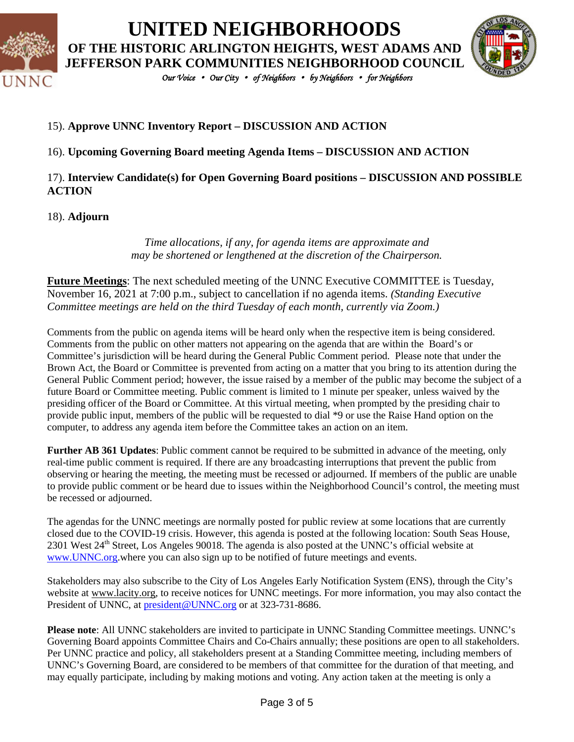15). **Approve UNNC Inventory Report – DISCUSSION AND ACTION**

16). **Upcoming Governing Board meeting Agenda Items – DISCUSSION AND ACTION**

17). **Interview Candidate(s) for Open Governing Board positions – DISCUSSION AND POSSIBLE ACTION**

18). **Adjourn**

*Time allocations, if any, for agenda items are approximate and may be shortened or lengthened at the discretion of the Chairperson.*

**Future Meetings**: The next scheduled meeting of the UNNC Executive COMMITTEE is Tuesday, November 16, 2021 at 7:00 p.m., subject to cancellation if no agenda items. *(Standing Executive Committee meetings are held on the third Tuesday of each month, currently via Zoom.)*

Comments from the public on agenda items will be heard only when the respective item is being considered. Comments from the public on other matters not appearing on the agenda that are within the Board's or Committee's jurisdiction will be heard during the General Public Comment period. Please note that under the Brown Act, the Board or Committee is prevented from acting on a matter that you bring to its attention during the General Public Comment period; however, the issue raised by a member of the public may become the subject of a future Board or Committee meeting. Public comment is limited to 1 minute per speaker, unless waived by the presiding officer of the Board or Committee. At this virtual meeting, when prompted by the presiding chair to provide public input, members of the public will be requested to dial *9 or use the Raise Hand option on the computer, to address any agenda item before the Committee takes an action on an item.

**Further AB 361 Updates**: Public comment cannot be required to be submitted in advance of the meeting, only real-time public comment is required. If there are any broadcasting interruptions that prevent the public from observing or hearing the meeting, the meeting must be recessed or adjourned. If members of the public are unable to provide public comment or be heard due to issues within the Neighborhood Council's control, the meeting must be recessed or adjourned.

The agendas for the UNNC meetings are normally posted for public review at some locations that are currently closed due to the COVID-19 crisis. However, this agenda is posted at the following location: South Seas House, 2301 West 24th Street, Los Angeles 90018. The agenda is also posted at the UNNC's official website at www.UNNC.org.where you can also sign up to be notified of future meetings and events.

Stakeholders may also subscribe to the City of Los Angeles Early Notification System (ENS), through the City's website at www.lacity.org, to receive notices for UNNC meetings. For more information, you may also contact the President of UNNC, at president@UNNC.org or at 323-731-8686.

**Please note**: All UNNC stakeholders are invited to participate in UNNC Standing Committee meetings. UNNC's Governing Board appoints Committee Chairs and Co-Chairs annually; these positions are open to all stakeholders. Per UNNC practice and policy, all stakeholders present at a Standing Committee meeting, including members of UNNC's Governing Board, are considered to be members of that committee for the duration of that meeting, and may equally participate, including by making motions and voting. Any action taken at the meeting is only a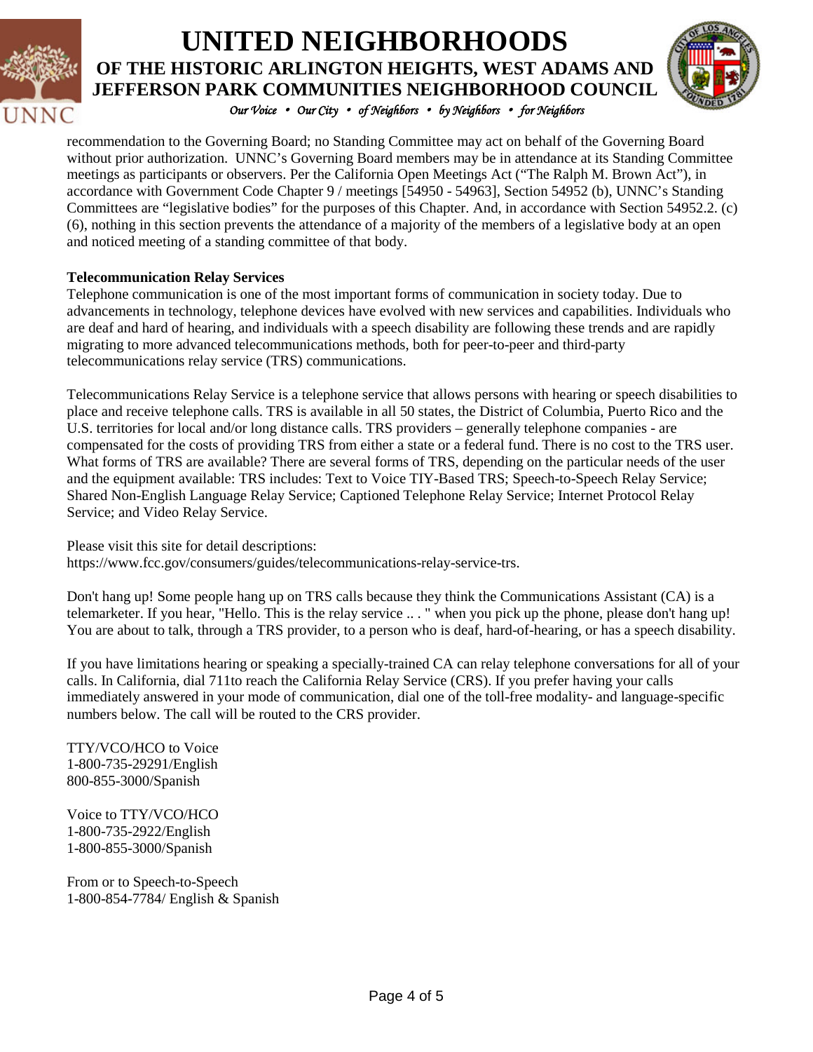recommendation to the Governing Board; no Standing Committee may act on behalf of the Governing Board without prior authorization. UNNC's Governing Board members may be in attendance at its Standing Committee meetings as participants or observers. Per the California Open Meetings Act ("The Ralph M. Brown Act"), in accordance with Government Code Chapter 9 / meetings [54950 - 54963], Section 54952 (b), UNNC's Standing Committees are "legislative bodies" for the purposes of this Chapter. And, in accordance with Section 54952.2. (c) (6), nothing in this section prevents the attendance of a majority of the members of a legislative body at an open and noticed meeting of a standing committee of that body.

**Telecommunication Relay Services**

Telephone communication is one of the most important forms of communication in society today. Due to advancements in technology, telephone devices have evolved with new services and capabilities. Individuals who are deaf and hard of hearing, and individuals with a speech disability are following these trends and are rapidly migrating to more advanced telecommunications methods, both for peer-to-peer and third-party telecommunications relay service (TRS) communications.

Telecommunications Relay Service is a telephone service that allows persons with hearing or speech disabilities to place and receive telephone calls. TRS is available in all 50 states, the District of Columbia, Puerto Rico and the U.S. territories for local and/or long distance calls. TRS providers – generally telephone companies - are compensated for the costs of providing TRS from either a state or a federal fund. There is no cost to the TRS user. What forms of TRS are available? There are several forms of TRS, depending on the particular needs of the user and the equipment available: TRS includes: Text to Voice TIY-Based TRS; Speech-to-Speech Relay Service; Shared Non-English Language Relay Service; Captioned Telephone Relay Service; Internet Protocol Relay Service; and Video Relay Service.

Please visit this site for detail descriptions:
https://www.fcc.gov/consumers/guides/telecommunications-relay-service-trs.

Don't hang up! Some people hang up on TRS calls because they think the Communications Assistant (CA) is a telemarketer. If you hear, "Hello. This is the relay service .. . " when you pick up the phone, please don't hang up! You are about to talk, through a TRS provider, to a person who is deaf, hard-of-hearing, or has a speech disability.

If you have limitations hearing or speaking a specially-trained CA can relay telephone conversations for all of your calls. In California, dial 711to reach the California Relay Service (CRS). If you prefer having your calls immediately answered in your mode of communication, dial one of the toll-free modality- and language-specific numbers below. The call will be routed to the CRS provider.

TTY/VCO/HCO to Voice
1-800-735-29291/English
800-855-3000/Spanish

Voice to TTY/VCO/HCO
1-800-735-2922/English
1-800-855-3000/Spanish

From or to Speech-to-Speech
1-800-854-7784/ English & Spanish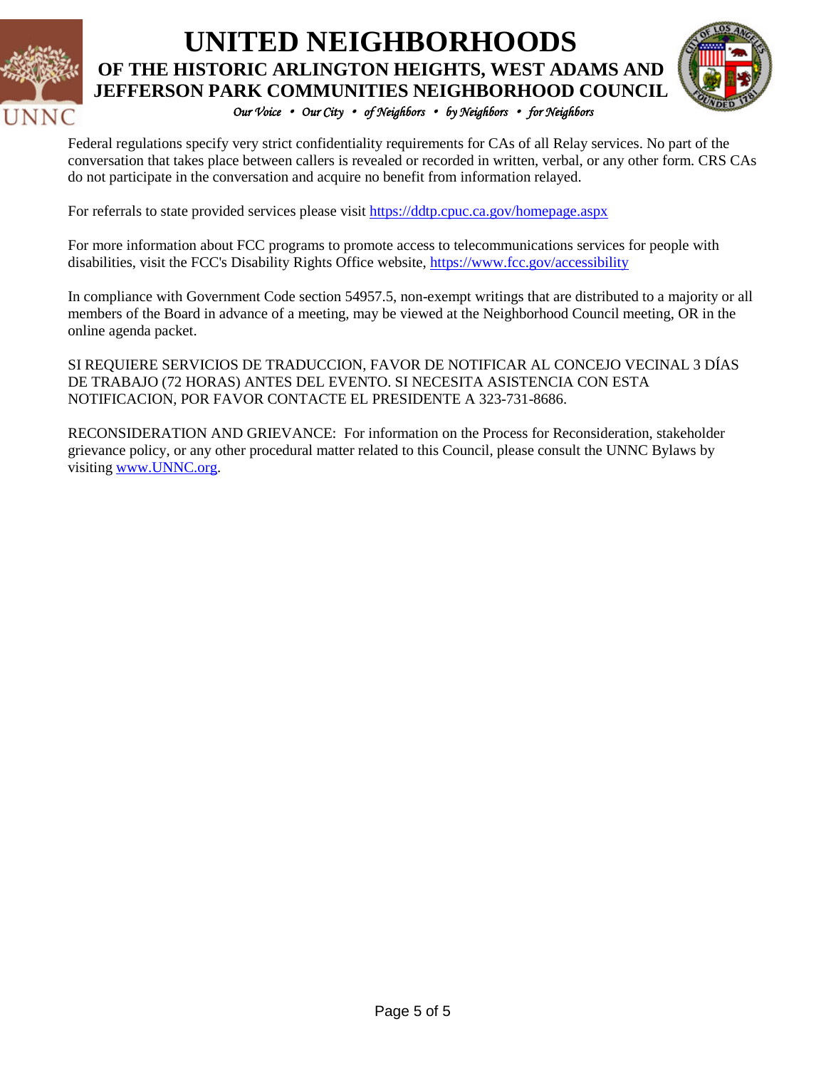Federal regulations specify very strict confidentiality requirements for CAs of all Relay services. No part of the conversation that takes place between callers is revealed or recorded in written, verbal, or any other form. CRS CAs do not participate in the conversation and acquire no benefit from information relayed.

For referrals to state provided services please visit https://ddtp.cpuc.ca.gov/homepage.aspx

For more information about FCC programs to promote access to telecommunications services for people with disabilities, visit the FCC's Disability Rights Office website, https://www.fcc.gov/accessibility

In compliance with Government Code section 54957.5, non-exempt writings that are distributed to a majority or all members of the Board in advance of a meeting, may be viewed at the Neighborhood Council meeting, OR in the online agenda packet.

SI REQUIERE SERVICIOS DE TRADUCCION, FAVOR DE NOTIFICAR AL CONCEJO VECINAL 3 DÍAS DE TRABAJO (72 HORAS) ANTES DEL EVENTO. SI NECESITA ASISTENCIA CON ESTA NOTIFICACION, POR FAVOR CONTACTE EL PRESIDENTE A 323-731-8686.

RECONSIDERATION AND GRIEVANCE: For information on the Process for Reconsideration, stakeholder grievance policy, or any other procedural matter related to this Council, please consult the UNNC Bylaws by visiting www.UNNC.org.